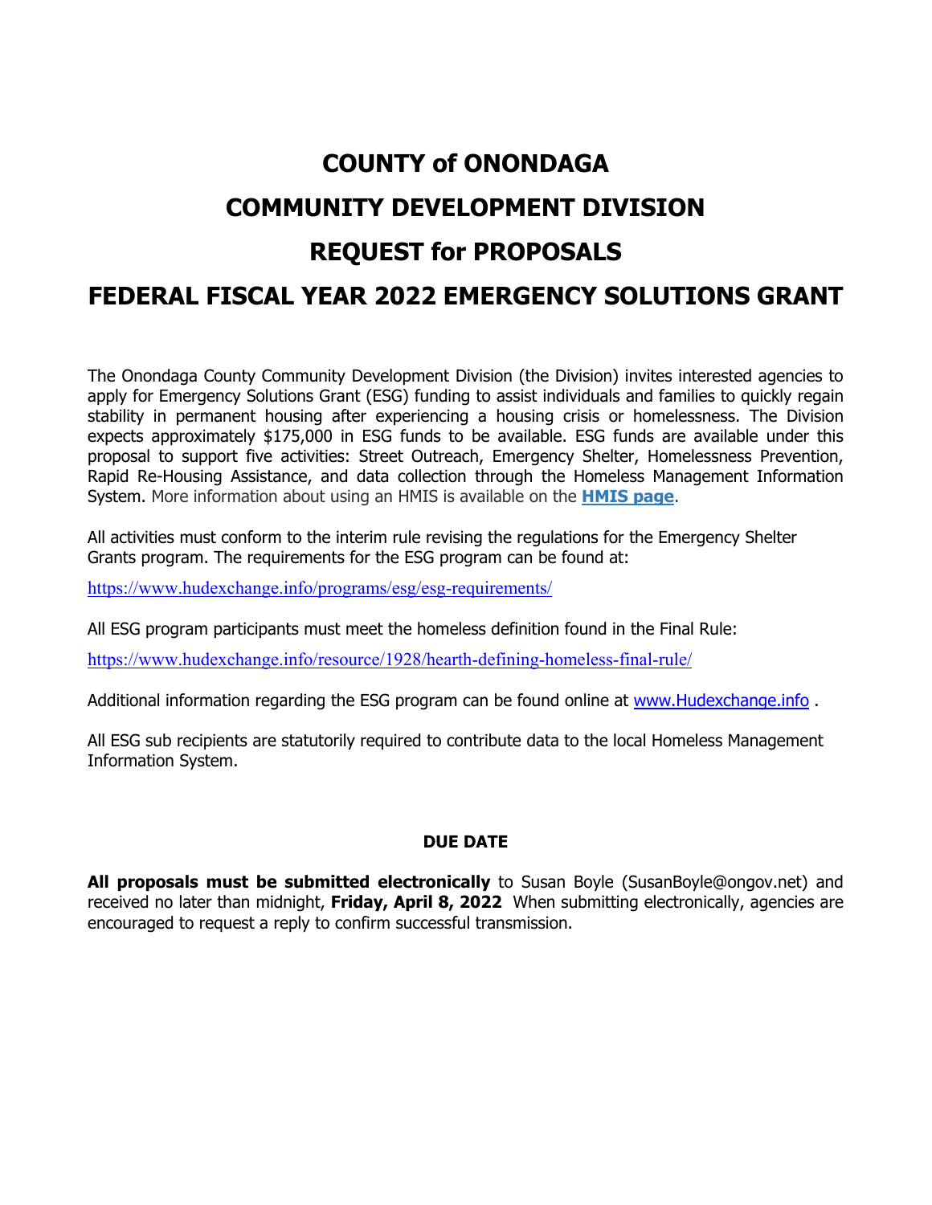# COUNTY of ONONDAGA

# COMMUNITY DEVELOPMENT DIVISION

# REQUEST for PROPOSALS

# FEDERAL FISCAL YEAR 2022 EMERGENCY SOLUTIONS GRANT

The Onondaga County Community Development Division (the Division) invites interested agencies to apply for Emergency Solutions Grant (ESG) funding to assist individuals and families to quickly regain stability in permanent housing after experiencing a housing crisis or homelessness. The Division expects approximately $175,000 in ESG funds to be available. ESG funds are available under this proposal to support five activities: Street Outreach, Emergency Shelter, Homelessness Prevention, Rapid Re-Housing Assistance, and data collection through the Homeless Management Information System. More information about using an HMIS is available on the **HMIS page**.

All activities must conform to the interim rule revising the regulations for the Emergency Shelter Grants program. The requirements for the ESG program can be found at:

https://www.hudexchange.info/programs/esg/esg-requirements/

All ESG program participants must meet the homeless definition found in the Final Rule:

https://www.hudexchange.info/resource/1928/hearth-defining-homeless-final-rule/

Additional information regarding the ESG program can be found online at www.Hudexchange.info .

All ESG sub recipients are statutorily required to contribute data to the local Homeless Management Information System.

## DUE DATE

**All proposals must be submitted electronically** to Susan Boyle (SusanBoyle@ongov.net) and received no later than midnight, **Friday, April 8, 2022** When submitting electronically, agencies are encouraged to request a reply to confirm successful transmission.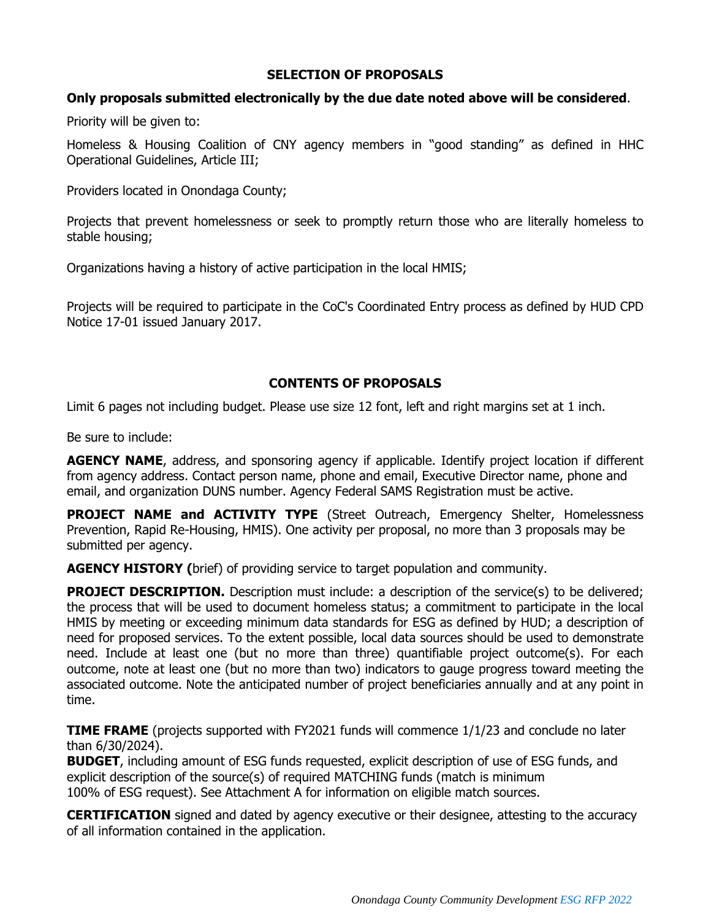## SELECTION OF PROPOSALS

**Only proposals submitted electronically by the due date noted above will be considered**.

Priority will be given to:

Homeless & Housing Coalition of CNY agency members in "good standing" as defined in HHC Operational Guidelines, Article III;

Providers located in Onondaga County;

Projects that prevent homelessness or seek to promptly return those who are literally homeless to stable housing;

Organizations having a history of active participation in the local HMIS;

Projects will be required to participate in the CoC's Coordinated Entry process as defined by HUD CPD Notice 17-01 issued January 2017.

## CONTENTS OF PROPOSALS

Limit 6 pages not including budget. Please use size 12 font, left and right margins set at 1 inch.

Be sure to include:

**AGENCY NAME**, address, and sponsoring agency if applicable. Identify project location if different from agency address. Contact person name, phone and email, Executive Director name, phone and email, and organization DUNS number. Agency Federal SAMS Registration must be active.

**PROJECT NAME and ACTIVITY TYPE** (Street Outreach, Emergency Shelter, Homelessness Prevention, Rapid Re-Housing, HMIS). One activity per proposal, no more than 3 proposals may be submitted per agency.

**AGENCY HISTORY (**brief) of providing service to target population and community.

**PROJECT DESCRIPTION.** Description must include: a description of the service(s) to be delivered; the process that will be used to document homeless status; a commitment to participate in the local HMIS by meeting or exceeding minimum data standards for ESG as defined by HUD; a description of need for proposed services. To the extent possible, local data sources should be used to demonstrate need. Include at least one (but no more than three) quantifiable project outcome(s). For each outcome, note at least one (but no more than two) indicators to gauge progress toward meeting the associated outcome. Note the anticipated number of project beneficiaries annually and at any point in time.

**TIME FRAME** (projects supported with FY2021 funds will commence 1/1/23 and conclude no later than 6/30/2024).

**BUDGET**, including amount of ESG funds requested, explicit description of use of ESG funds, and explicit description of the source(s) of required MATCHING funds (match is minimum 100% of ESG request). See Attachment A for information on eligible match sources.

**CERTIFICATION** signed and dated by agency executive or their designee, attesting to the accuracy of all information contained in the application.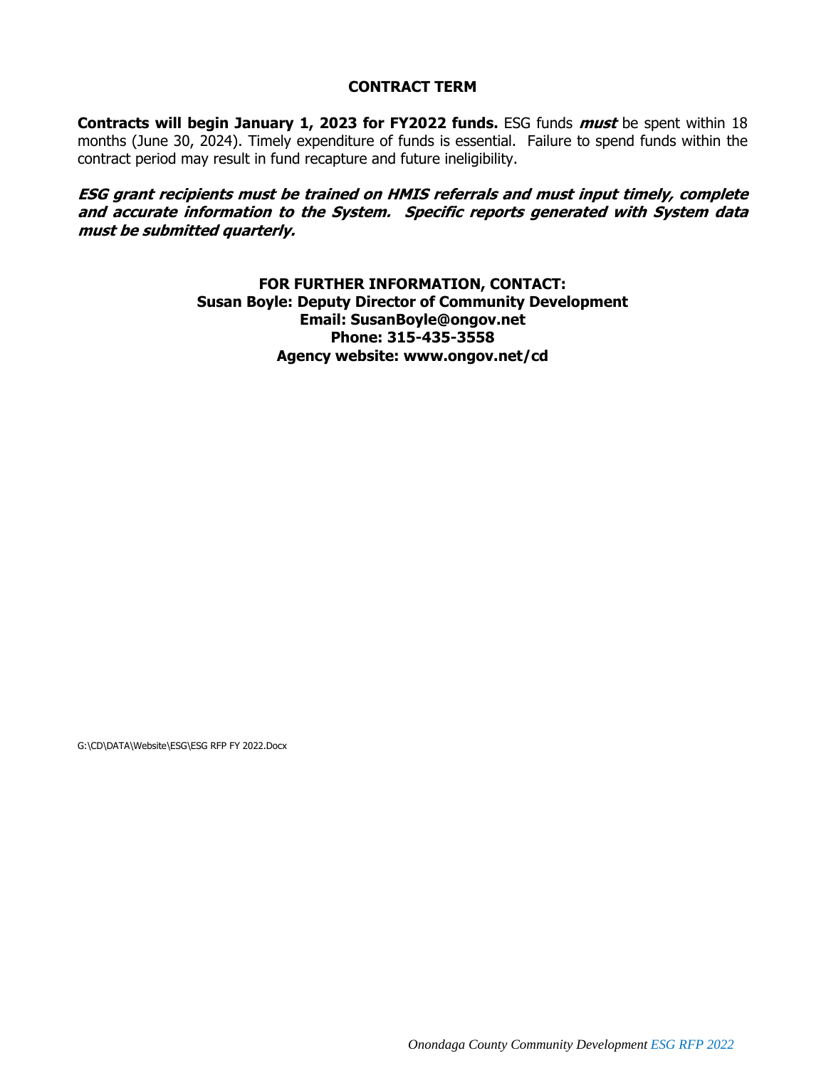## CONTRACT TERM

**Contracts will begin January 1, 2023 for FY2022 funds.** ESG funds ***must*** be spent within 18 months (June 30, 2024). Timely expenditure of funds is essential. Failure to spend funds within the contract period may result in fund recapture and future ineligibility.

***ESG grant recipients must be trained on HMIS referrals and must input timely, complete and accurate information to the System. Specific reports generated with System data must be submitted quarterly.***

**FOR FURTHER INFORMATION, CONTACT:**
**Susan Boyle: Deputy Director of Community Development**
**Email: SusanBoyle@ongov.net**
**Phone: 315-435-3558**
**Agency website: www.ongov.net/cd**

G:\CD\DATA\Website\ESG\ESG RFP FY 2022.Docx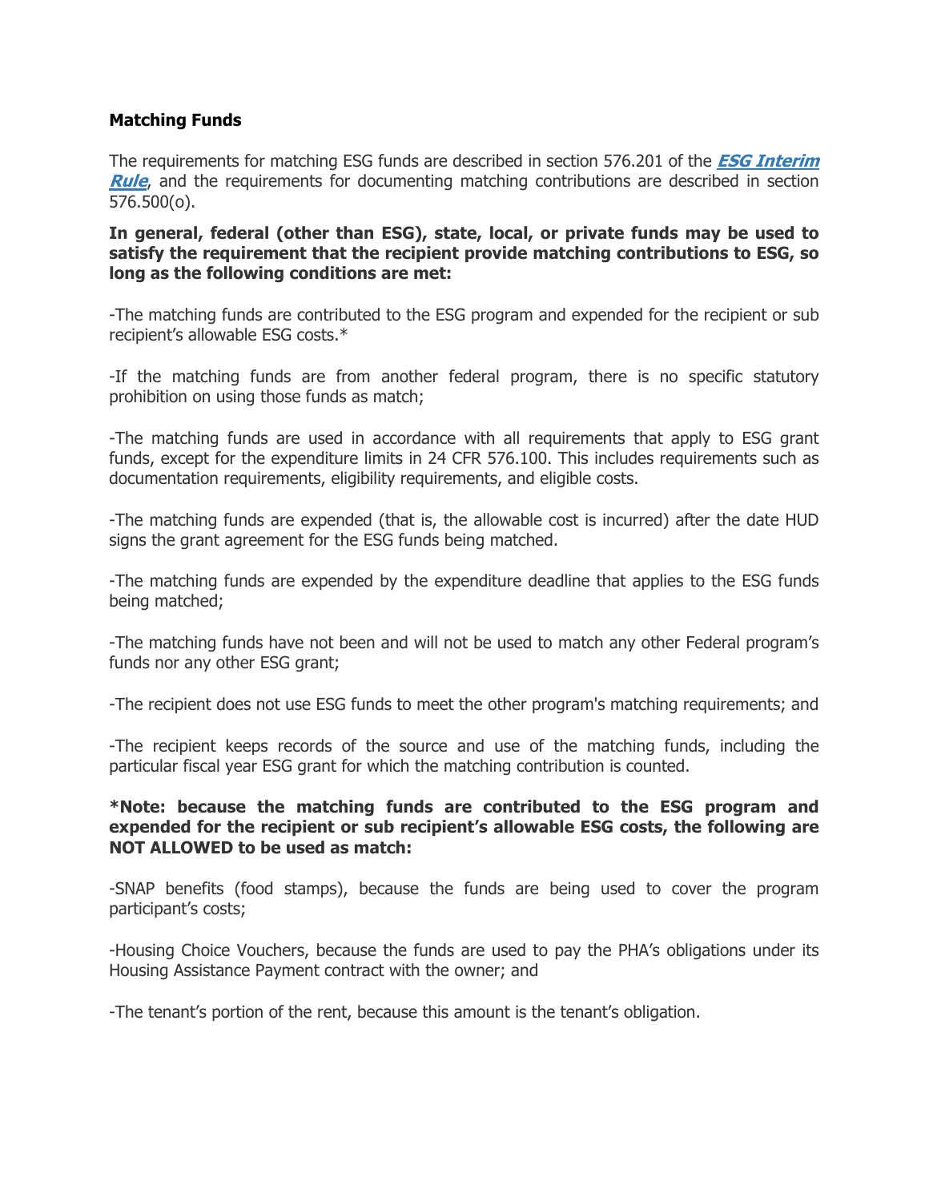**Matching Funds**

The requirements for matching ESG funds are described in section 576.201 of the ***ESG Interim Rule***, and the requirements for documenting matching contributions are described in section 576.500(o).

**In general, federal (other than ESG), state, local, or private funds may be used to satisfy the requirement that the recipient provide matching contributions to ESG, so long as the following conditions are met:**

-The matching funds are contributed to the ESG program and expended for the recipient or sub recipient's allowable ESG costs.*

-If the matching funds are from another federal program, there is no specific statutory prohibition on using those funds as match;

-The matching funds are used in accordance with all requirements that apply to ESG grant funds, except for the expenditure limits in 24 CFR 576.100. This includes requirements such as documentation requirements, eligibility requirements, and eligible costs.

-The matching funds are expended (that is, the allowable cost is incurred) after the date HUD signs the grant agreement for the ESG funds being matched.

-The matching funds are expended by the expenditure deadline that applies to the ESG funds being matched;

-The matching funds have not been and will not be used to match any other Federal program's funds nor any other ESG grant;

-The recipient does not use ESG funds to meet the other program's matching requirements; and

-The recipient keeps records of the source and use of the matching funds, including the particular fiscal year ESG grant for which the matching contribution is counted.

**\*Note: because the matching funds are contributed to the ESG program and expended for the recipient or sub recipient's allowable ESG costs, the following are NOT ALLOWED to be used as match:**

-SNAP benefits (food stamps), because the funds are being used to cover the program participant's costs;

-Housing Choice Vouchers, because the funds are used to pay the PHA's obligations under its Housing Assistance Payment contract with the owner; and

-The tenant's portion of the rent, because this amount is the tenant's obligation.